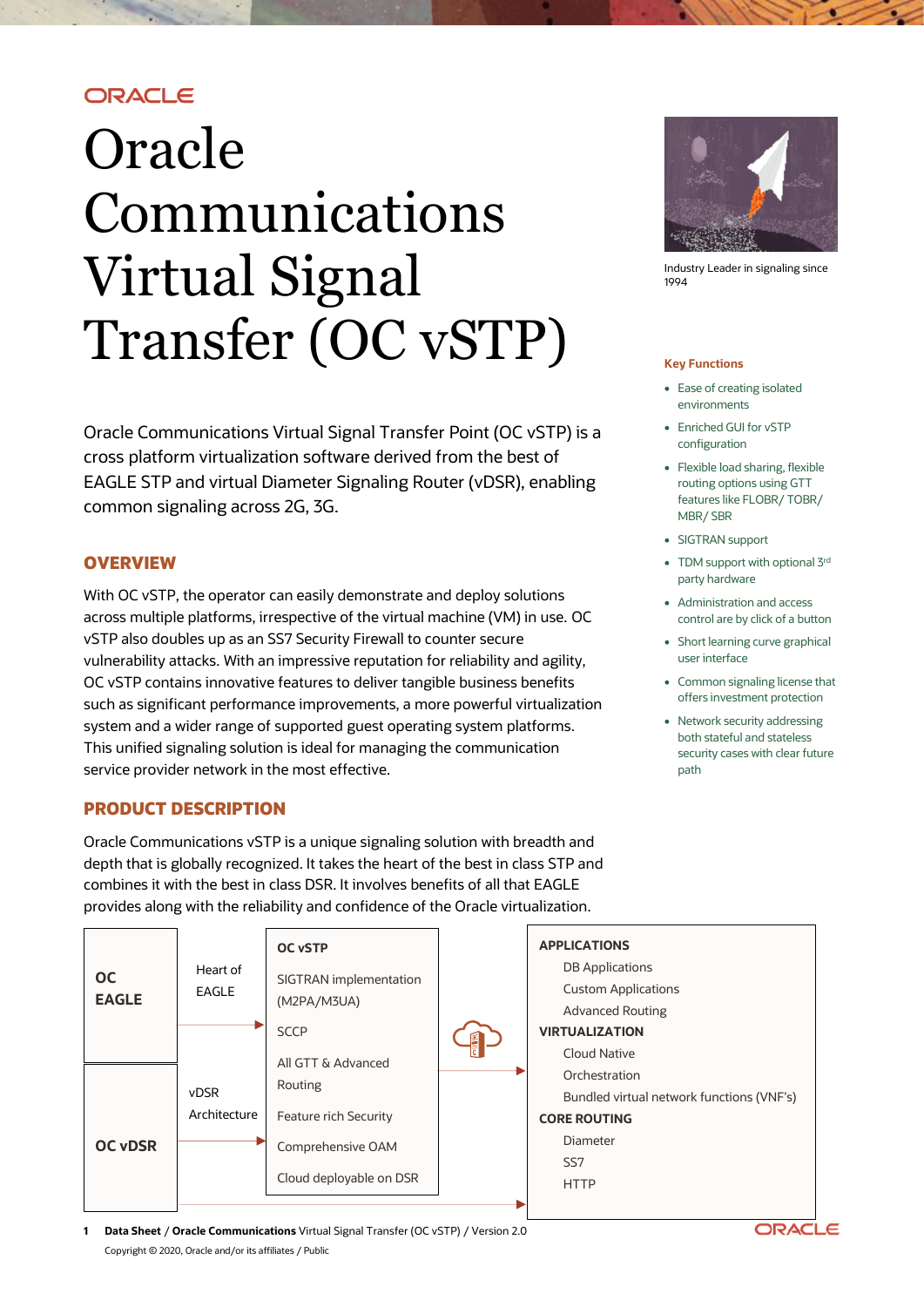ORACLE

# Oracle Communications Virtual Signal Transfer (OC vSTP)

Oracle Communications Virtual Signal Transfer Point (OC vSTP) is a cross platform virtualization software derived from the best of EAGLE STP and virtual Diameter Signaling Router (vDSR), enabling common signaling across 2G, 3G.

Industry Leader in signaling since 1994

## OVERVIEW

With OC vSTP, the operator can easily demonstrate and deploy solutions across multiple platforms, irrespective of the virtual machine (VM) in use. OC vSTP also doubles up as an SS7 Security Firewall to counter secure vulnerability attacks. With an impressive reputation for reliability and agility, OC vSTP contains innovative features to deliver tangible business benefits such as significant performance improvements, a more powerful virtualization system and a wider range of supported guest operating system platforms. This unified signaling solution is ideal for managing the communication service provider network in the most effective.

### Key Functions

- Ease of creating isolated environments
- Enriched GUI for vSTP configuration
- Flexible load sharing, flexible routing options using GTT features like FLOBR/ TOBR/ MBR/ SBR
- SIGTRAN support
- TDM support with optional 3rd party hardware
- Administration and access control are by click of a button
- Short learning curve graphical user interface
- Common signaling license that offers investment protection
- Network security addressing both stateful and stateless security cases with clear future path

## PRODUCT DESCRIPTION

Oracle Communications vSTP is a unique signaling solution with breadth and depth that is globally recognized. It takes the heart of the best in class STP and combines it with the best in class DSR. It involves benefits of all that EAGLE provides along with the reliability and confidence of the Oracle virtualization.

**OC EAGLE** — Heart of EAGLE →

**OC vDSR** — vDSR Architecture →

**OC vSTP**
- SIGTRAN implementation (M2PA/M3UA)
- SCCP
- All GTT & Advanced Routing
- Feature rich Security
- Comprehensive OAM
- Cloud deployable on DSR

**APPLICATIONS**
- DB Applications
- Custom Applications
- Advanced Routing

**VIRTUALIZATION**
- Cloud Native
- Orchestration
- Bundled virtual network functions (VNF's)

**CORE ROUTING**
- Diameter
- SS7
- HTTP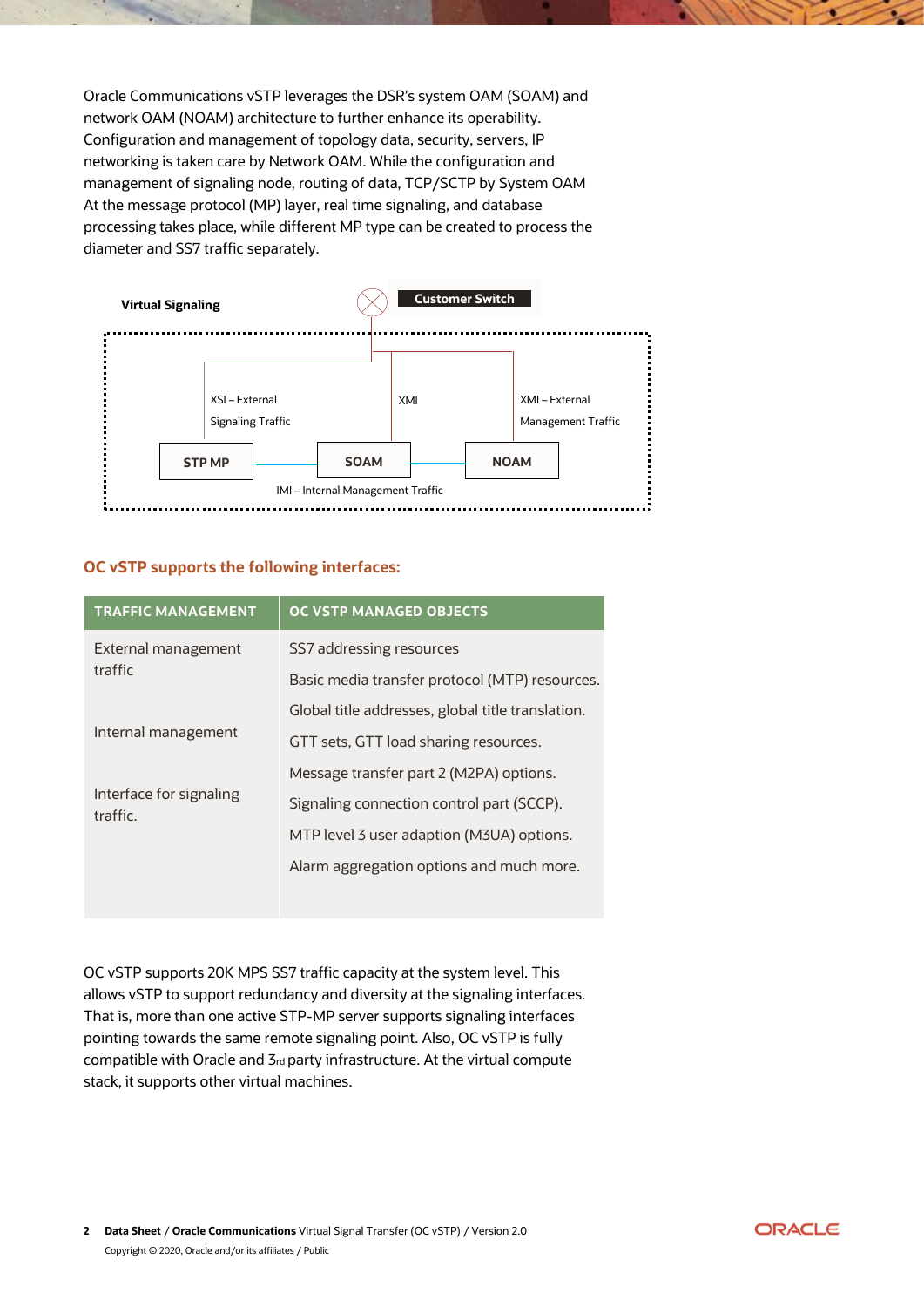Oracle Communications vSTP leverages the DSR's system OAM (SOAM) and network OAM (NOAM) architecture to further enhance its operability. Configuration and management of topology data, security, servers, IP networking is taken care by Network OAM. While the configuration and management of signaling node, routing of data, TCP/SCTP by System OAM At the message protocol (MP) layer, real time signaling, and database processing takes place, while different MP type can be created to process the diameter and SS7 traffic separately.

**Virtual Signaling**

Customer Switch

XSI – External Signaling Traffic

XMI

XMI – External Management Traffic

STP MP

SOAM

NOAM

IMI – Internal Management Traffic

### OC vSTP supports the following interfaces:

| TRAFFIC MANAGEMENT | OC VSTP MANAGED OBJECTS |
| --- | --- |
| External management traffic | SS7 addressing resources |
| | Basic media transfer protocol (MTP) resources. |
| | Global title addresses, global title translation. |
| Internal management | GTT sets, GTT load sharing resources. |
| | Message transfer part 2 (M2PA) options. |
| Interface for signaling traffic. | Signaling connection control part (SCCP). |
| | MTP level 3 user adaption (M3UA) options. |
| | Alarm aggregation options and much more. |

OC vSTP supports 20K MPS SS7 traffic capacity at the system level. This allows vSTP to support redundancy and diversity at the signaling interfaces. That is, more than one active STP-MP server supports signaling interfaces pointing towards the same remote signaling point. Also, OC vSTP is fully compatible with Oracle and 3rd party infrastructure. At the virtual compute stack, it supports other virtual machines.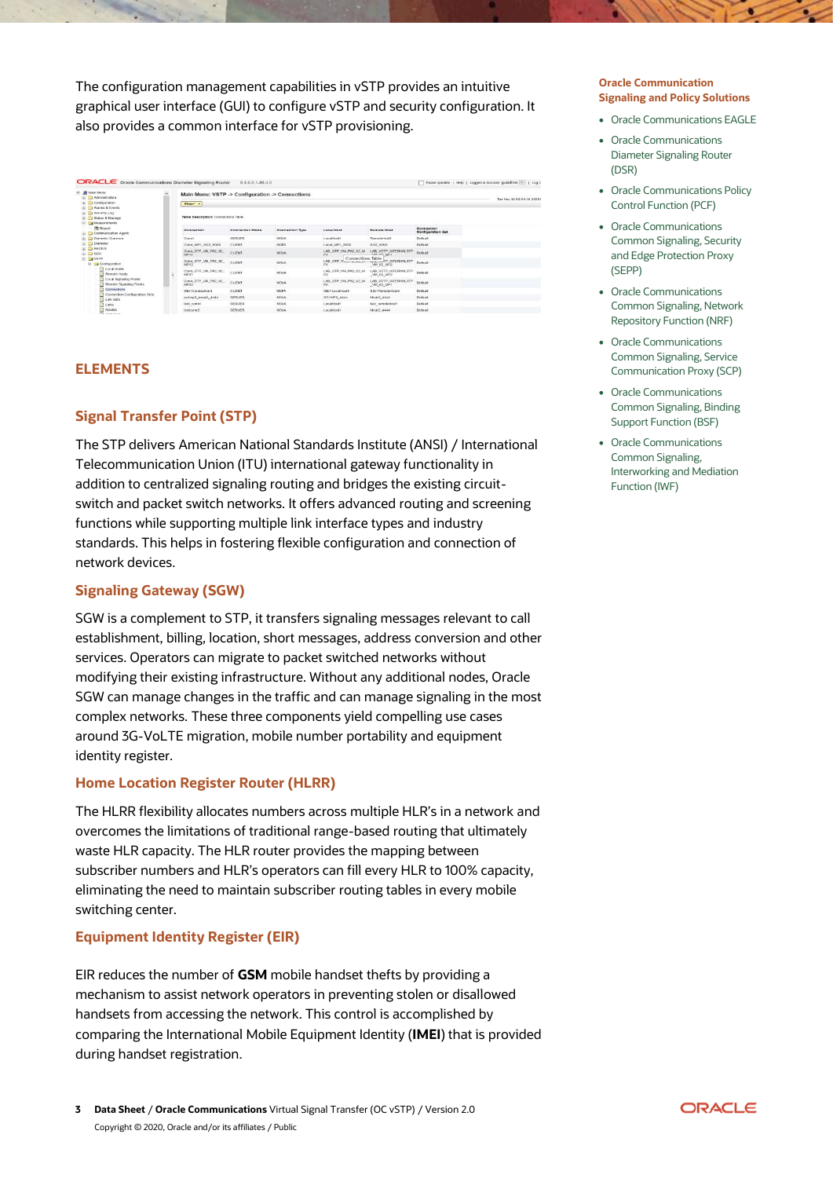The configuration management capabilities in vSTP provides an intuitive graphical user interface (GUI) to configure vSTP and security configuration. It also provides a common interface for vSTP provisioning.

## ELEMENTS

### Signal Transfer Point (STP)

The STP delivers American National Standards Institute (ANSI) / International Telecommunication Union (ITU) international gateway functionality in addition to centralized signaling routing and bridges the existing circuit-switch and packet switch networks. It offers advanced routing and screening functions while supporting multiple link interface types and industry standards. This helps in fostering flexible configuration and connection of network devices.

### Signaling Gateway (SGW)

SGW is a complement to STP, it transfers signaling messages relevant to call establishment, billing, location, short messages, address conversion and other services. Operators can migrate to packet switched networks without modifying their existing infrastructure. Without any additional nodes, Oracle SGW can manage changes in the traffic and can manage signaling in the most complex networks. These three components yield compelling use cases around 3G-VoLTE migration, mobile number portability and equipment identity register.

### Home Location Register Router (HLRR)

The HLRR flexibility allocates numbers across multiple HLR's in a network and overcomes the limitations of traditional range-based routing that ultimately waste HLR capacity. The HLR router provides the mapping between subscriber numbers and HLR's operators can fill every HLR to 100% capacity, eliminating the need to maintain subscriber routing tables in every mobile switching center.

### Equipment Identity Register (EIR)

EIR reduces the number of **GSM** mobile handset thefts by providing a mechanism to assist network operators in preventing stolen or disallowed handsets from accessing the network. This control is accomplished by comparing the International Mobile Equipment Identity (**IMEI**) that is provided during handset registration.

**Oracle Communication Signaling and Policy Solutions**

- Oracle Communications EAGLE
- Oracle Communications Diameter Signaling Router (DSR)
- Oracle Communications Policy Control Function (PCF)
- Oracle Communications Common Signaling, Security and Edge Protection Proxy (SEPP)
- Oracle Communications Common Signaling, Network Repository Function (NRF)
- Oracle Communications Common Signaling, Service Communication Proxy (SCP)
- Oracle Communications Common Signaling, Binding Support Function (BSF)
- Oracle Communications Common Signaling, Interworking and Mediation Function (IWF)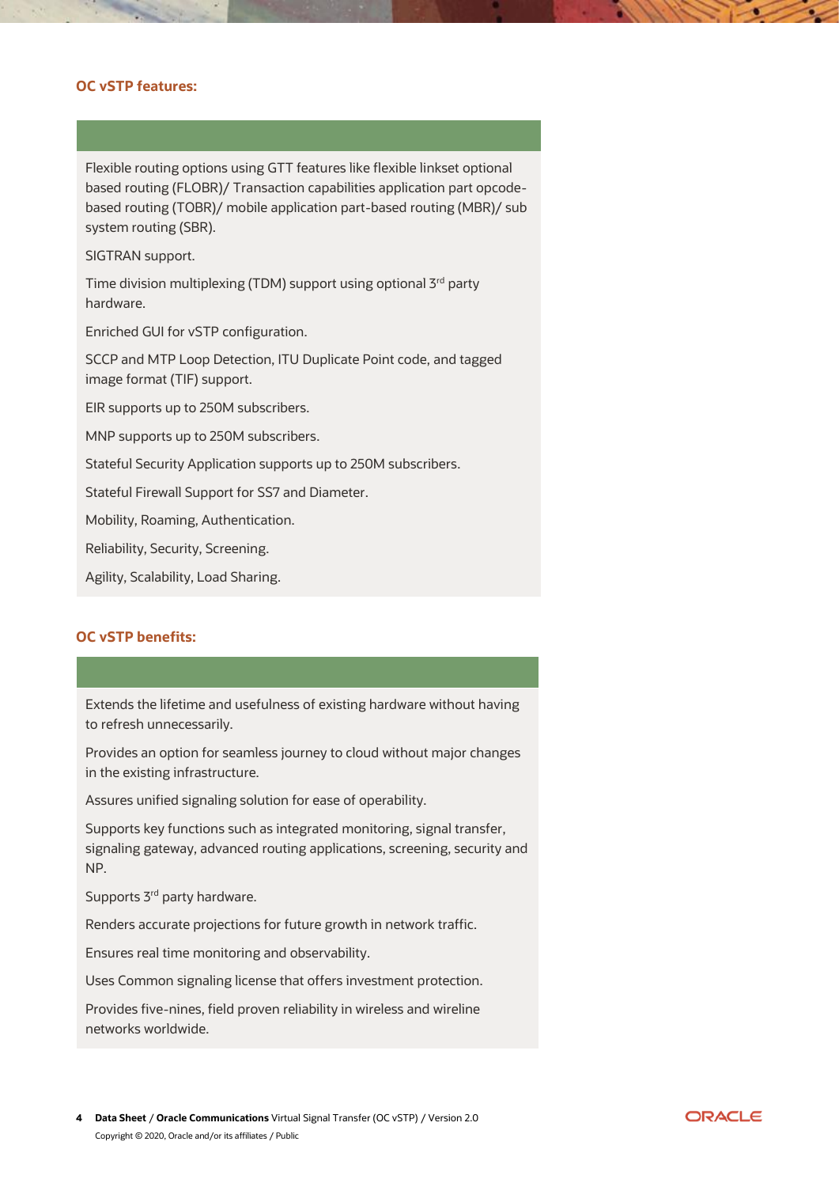### OC vSTP features:

Flexible routing options using GTT features like flexible linkset optional based routing (FLOBR)/ Transaction capabilities application part opcode-based routing (TOBR)/ mobile application part-based routing (MBR)/ sub system routing (SBR).

SIGTRAN support.

Time division multiplexing (TDM) support using optional 3rd party hardware.

Enriched GUI for vSTP configuration.

SCCP and MTP Loop Detection, ITU Duplicate Point code, and tagged image format (TIF) support.

EIR supports up to 250M subscribers.

MNP supports up to 250M subscribers.

Stateful Security Application supports up to 250M subscribers.

Stateful Firewall Support for SS7 and Diameter.

Mobility, Roaming, Authentication.

Reliability, Security, Screening.

Agility, Scalability, Load Sharing.

### OC vSTP benefits:

Extends the lifetime and usefulness of existing hardware without having to refresh unnecessarily.

Provides an option for seamless journey to cloud without major changes in the existing infrastructure.

Assures unified signaling solution for ease of operability.

Supports key functions such as integrated monitoring, signal transfer, signaling gateway, advanced routing applications, screening, security and NP.

Supports 3rd party hardware.

Renders accurate projections for future growth in network traffic.

Ensures real time monitoring and observability.

Uses Common signaling license that offers investment protection.

Provides five-nines, field proven reliability in wireless and wireline networks worldwide.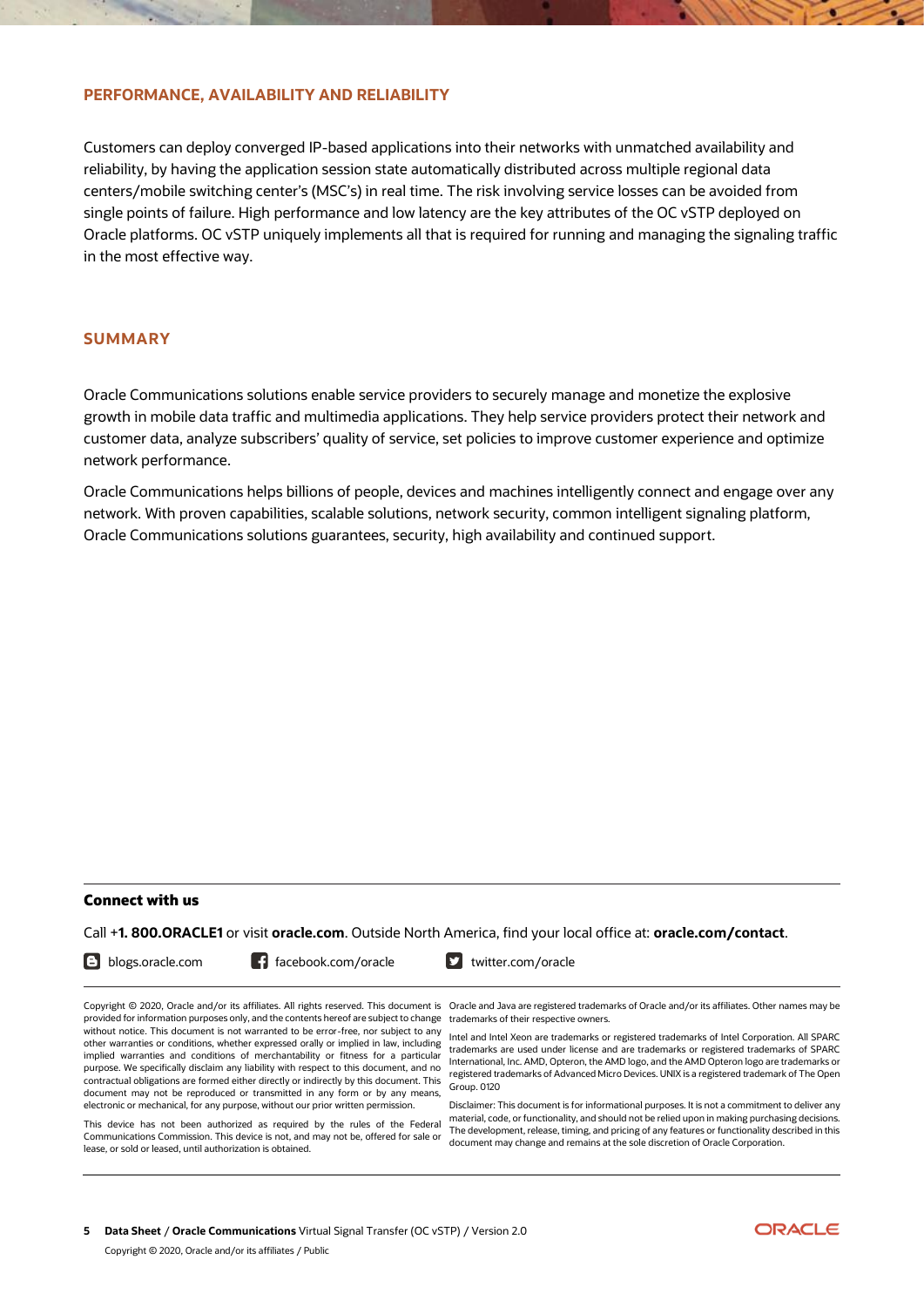## PERFORMANCE, AVAILABILITY AND RELIABILITY

Customers can deploy converged IP-based applications into their networks with unmatched availability and reliability, by having the application session state automatically distributed across multiple regional data centers/mobile switching center's (MSC's) in real time. The risk involving service losses can be avoided from single points of failure. High performance and low latency are the key attributes of the OC vSTP deployed on Oracle platforms. OC vSTP uniquely implements all that is required for running and managing the signaling traffic in the most effective way.

## SUMMARY

Oracle Communications solutions enable service providers to securely manage and monetize the explosive growth in mobile data traffic and multimedia applications. They help service providers protect their network and customer data, analyze subscribers' quality of service, set policies to improve customer experience and optimize network performance.

Oracle Communications helps billions of people, devices and machines intelligently connect and engage over any network. With proven capabilities, scalable solutions, network security, common intelligent signaling platform, Oracle Communications solutions guarantees, security, high availability and continued support.

**Connect with us**

Call +**1. 800.ORACLE1** or visit **oracle.com**. Outside North America, find your local office at: **oracle.com/contact**.

blogs.oracle.com    facebook.com/oracle    twitter.com/oracle

Copyright © 2020, Oracle and/or its affiliates. All rights reserved. This document is provided for information purposes only, and the contents hereof are subject to change without notice. This document is not warranted to be error-free, nor subject to any other warranties or conditions, whether expressed orally or implied in law, including implied warranties and conditions of merchantability or fitness for a particular purpose. We specifically disclaim any liability with respect to this document, and no contractual obligations are formed either directly or indirectly by this document. This document may not be reproduced or transmitted in any form or by any means, electronic or mechanical, for any purpose, without our prior written permission.

This device has not been authorized as required by the rules of the Federal Communications Commission. This device is not, and may not be, offered for sale or lease, or sold or leased, until authorization is obtained.

Oracle and Java are registered trademarks of Oracle and/or its affiliates. Other names may be trademarks of their respective owners.

Intel and Intel Xeon are trademarks or registered trademarks of Intel Corporation. All SPARC trademarks are used under license and are trademarks or registered trademarks of SPARC International, Inc. AMD, Opteron, the AMD logo, and the AMD Opteron logo are trademarks or registered trademarks of Advanced Micro Devices. UNIX is a registered trademark of The Open Group. 0120

Disclaimer: This document is for informational purposes. It is not a commitment to deliver any material, code, or functionality, and should not be relied upon in making purchasing decisions. The development, release, timing, and pricing of any features or functionality described in this document may change and remains at the sole discretion of Oracle Corporation.